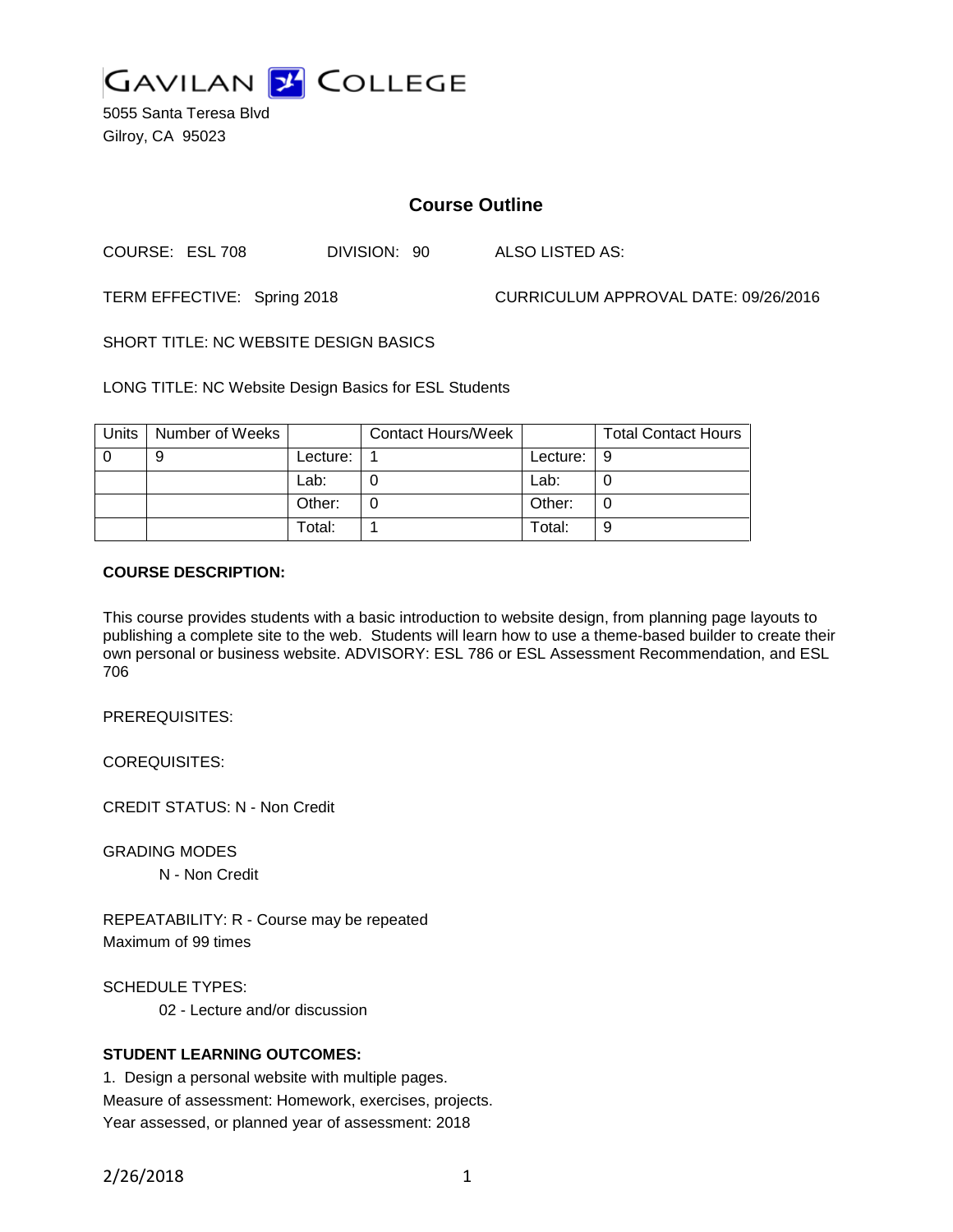GAVILAN COLLEGE

5055 Santa Teresa Blvd
Gilroy, CA 95023

# Course Outline

COURSE: ESL 708 DIVISION: 90 ALSO LISTED AS:

TERM EFFECTIVE: Spring 2018 CURRICULUM APPROVAL DATE: 09/26/2016

SHORT TITLE: NC WEBSITE DESIGN BASICS

LONG TITLE: NC Website Design Basics for ESL Students

| Units | Number of Weeks | | Contact Hours/Week | | Total Contact Hours |
|---|---|---|---|---|---|
| 0 | 9 | Lecture: | 1 | Lecture: | 9 |
| | | Lab: | 0 | Lab: | 0 |
| | | Other: | 0 | Other: | 0 |
| | | Total: | 1 | Total: | 9 |

**COURSE DESCRIPTION:**

This course provides students with a basic introduction to website design, from planning page layouts to publishing a complete site to the web. Students will learn how to use a theme-based builder to create their own personal or business website. ADVISORY: ESL 786 or ESL Assessment Recommendation, and ESL 706

PREREQUISITES:

COREQUISITES:

CREDIT STATUS: N - Non Credit

GRADING MODES

N - Non Credit

REPEATABILITY: R - Course may be repeated
Maximum of 99 times

SCHEDULE TYPES:

02 - Lecture and/or discussion

**STUDENT LEARNING OUTCOMES:**

1. Design a personal website with multiple pages.
Measure of assessment: Homework, exercises, projects.
Year assessed, or planned year of assessment: 2018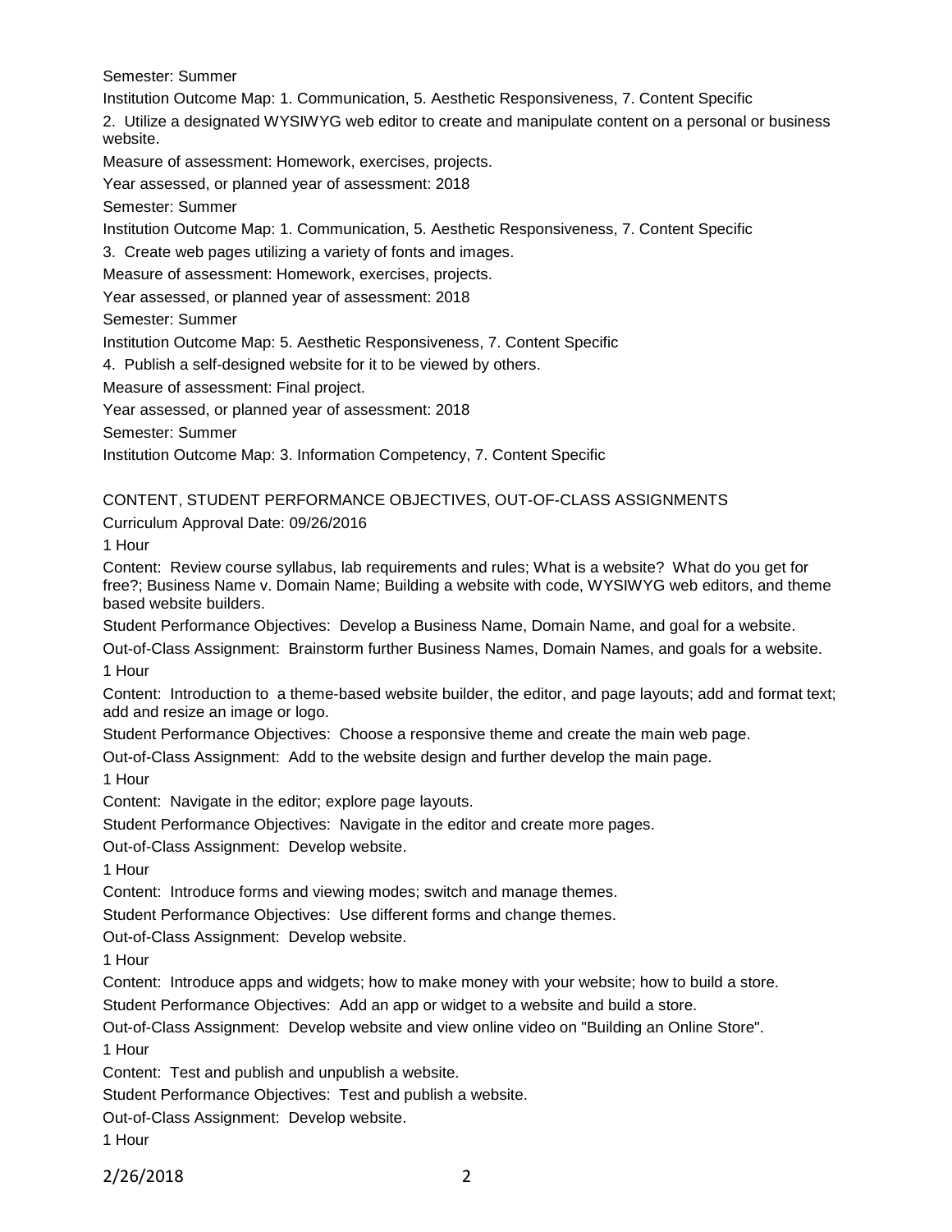Semester: Summer

Institution Outcome Map: 1. Communication, 5. Aesthetic Responsiveness, 7. Content Specific

2. Utilize a designated WYSIWYG web editor to create and manipulate content on a personal or business website.

Measure of assessment: Homework, exercises, projects.

Year assessed, or planned year of assessment: 2018

Semester: Summer

Institution Outcome Map: 1. Communication, 5. Aesthetic Responsiveness, 7. Content Specific

3. Create web pages utilizing a variety of fonts and images.

Measure of assessment: Homework, exercises, projects.

Year assessed, or planned year of assessment: 2018

Semester: Summer

Institution Outcome Map: 5. Aesthetic Responsiveness, 7. Content Specific

4. Publish a self-designed website for it to be viewed by others.

Measure of assessment: Final project.

Year assessed, or planned year of assessment: 2018

Semester: Summer

Institution Outcome Map: 3. Information Competency, 7. Content Specific

CONTENT, STUDENT PERFORMANCE OBJECTIVES, OUT-OF-CLASS ASSIGNMENTS

Curriculum Approval Date: 09/26/2016

1 Hour

Content: Review course syllabus, lab requirements and rules; What is a website? What do you get for free?; Business Name v. Domain Name; Building a website with code, WYSIWYG web editors, and theme based website builders.

Student Performance Objectives: Develop a Business Name, Domain Name, and goal for a website.

Out-of-Class Assignment: Brainstorm further Business Names, Domain Names, and goals for a website.

1 Hour

Content: Introduction to a theme-based website builder, the editor, and page layouts; add and format text; add and resize an image or logo.

Student Performance Objectives: Choose a responsive theme and create the main web page.

Out-of-Class Assignment: Add to the website design and further develop the main page.

1 Hour

Content: Navigate in the editor; explore page layouts.

Student Performance Objectives: Navigate in the editor and create more pages.

Out-of-Class Assignment: Develop website.

1 Hour

Content: Introduce forms and viewing modes; switch and manage themes.

Student Performance Objectives: Use different forms and change themes.

Out-of-Class Assignment: Develop website.

1 Hour

Content: Introduce apps and widgets; how to make money with your website; how to build a store.

Student Performance Objectives: Add an app or widget to a website and build a store.

Out-of-Class Assignment: Develop website and view online video on "Building an Online Store".

1 Hour

Content: Test and publish and unpublish a website.

Student Performance Objectives: Test and publish a website.

Out-of-Class Assignment: Develop website.

1 Hour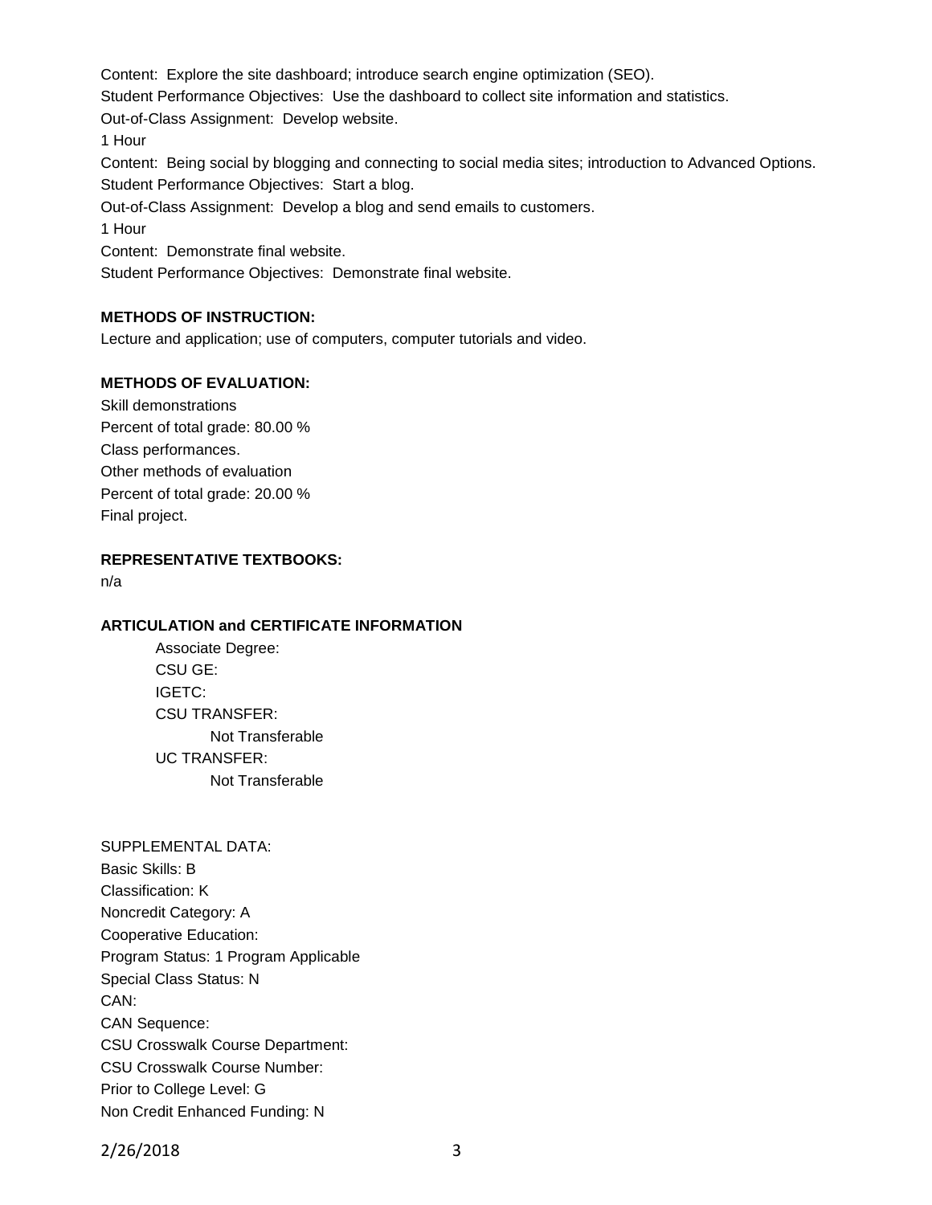Content: Explore the site dashboard; introduce search engine optimization (SEO).
Student Performance Objectives: Use the dashboard to collect site information and statistics.
Out-of-Class Assignment: Develop website.
1 Hour
Content: Being social by blogging and connecting to social media sites; introduction to Advanced Options.
Student Performance Objectives: Start a blog.
Out-of-Class Assignment: Develop a blog and send emails to customers.
1 Hour
Content: Demonstrate final website.
Student Performance Objectives: Demonstrate final website.

**METHODS OF INSTRUCTION:**
Lecture and application; use of computers, computer tutorials and video.

**METHODS OF EVALUATION:**
Skill demonstrations
Percent of total grade: 80.00 %
Class performances.
Other methods of evaluation
Percent of total grade: 20.00 %
Final project.

**REPRESENTATIVE TEXTBOOKS:**
n/a

**ARTICULATION and CERTIFICATE INFORMATION**

Associate Degree:
CSU GE:
IGETC:
CSU TRANSFER:
Not Transferable
UC TRANSFER:
Not Transferable

SUPPLEMENTAL DATA:
Basic Skills: B
Classification: K
Noncredit Category: A
Cooperative Education:
Program Status: 1 Program Applicable
Special Class Status: N
CAN:
CAN Sequence:
CSU Crosswalk Course Department:
CSU Crosswalk Course Number:
Prior to College Level: G
Non Credit Enhanced Funding: N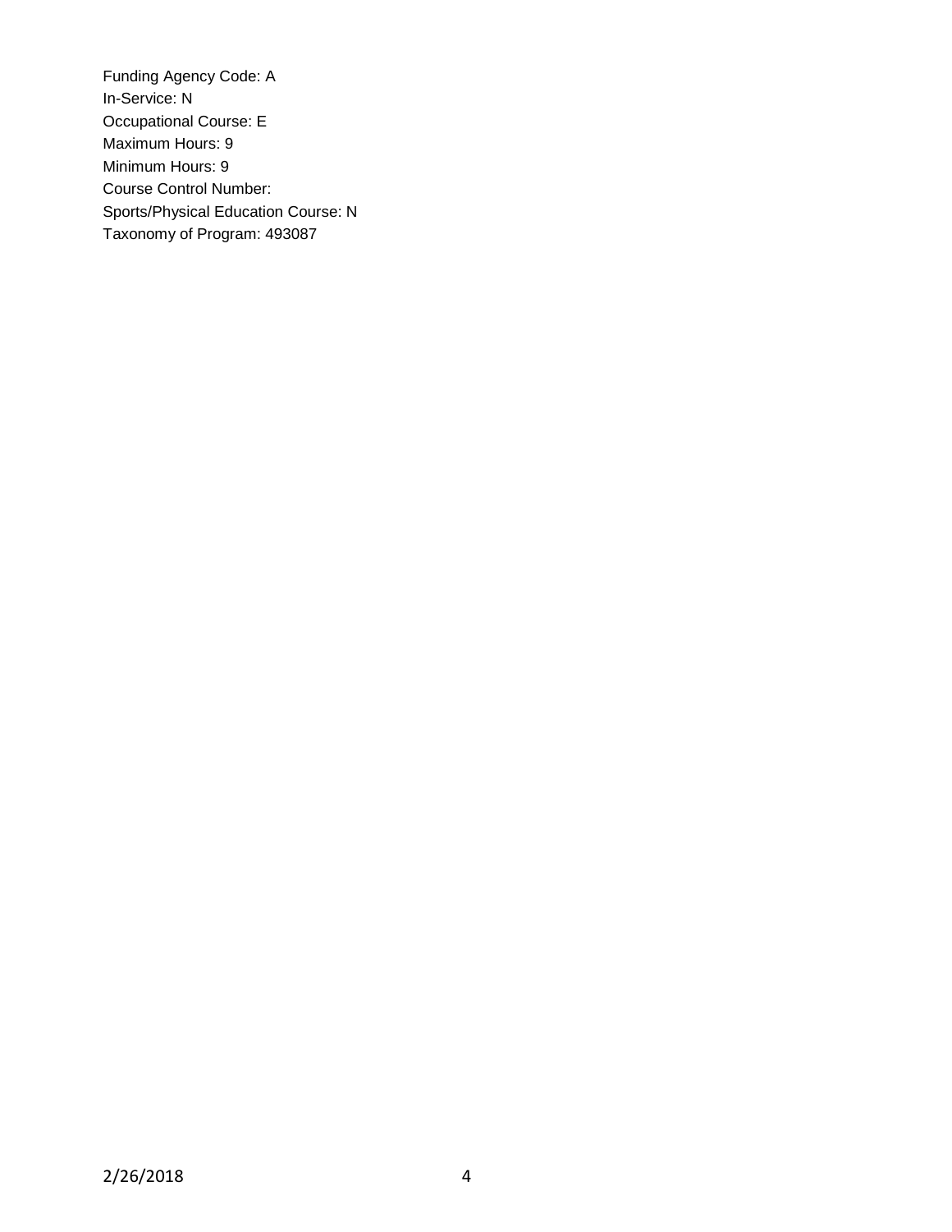Funding Agency Code: A
In-Service: N
Occupational Course: E
Maximum Hours: 9
Minimum Hours: 9
Course Control Number:
Sports/Physical Education Course: N
Taxonomy of Program: 493087